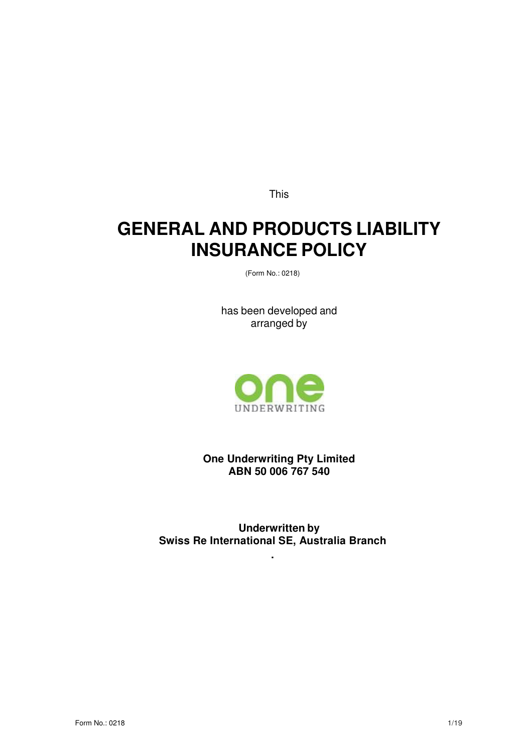This

# GENERAL AND PRODUCTS LIABILITY INSURANCE POLICY

(Form No.: 0218)

has been developed and arranged by

one
UNDERWRITING

**One Underwriting Pty Limited**
**ABN 50 006 767 540**

**Underwritten by**
**Swiss Re International SE, Australia Branch**

**.**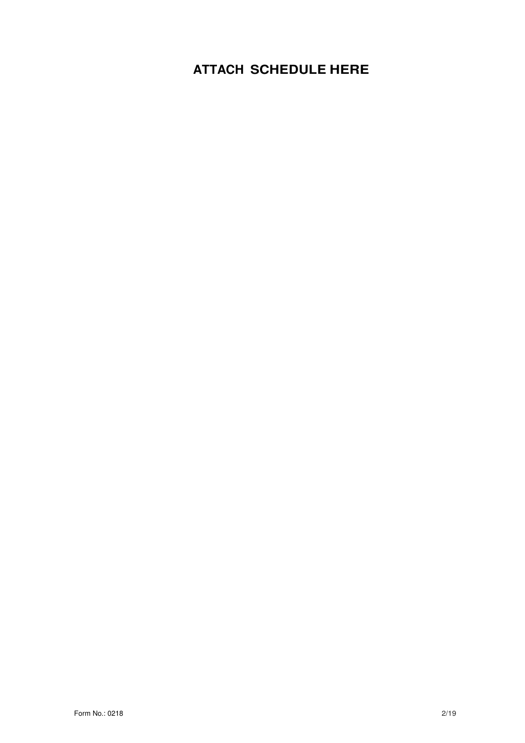# ATTACH SCHEDULE HERE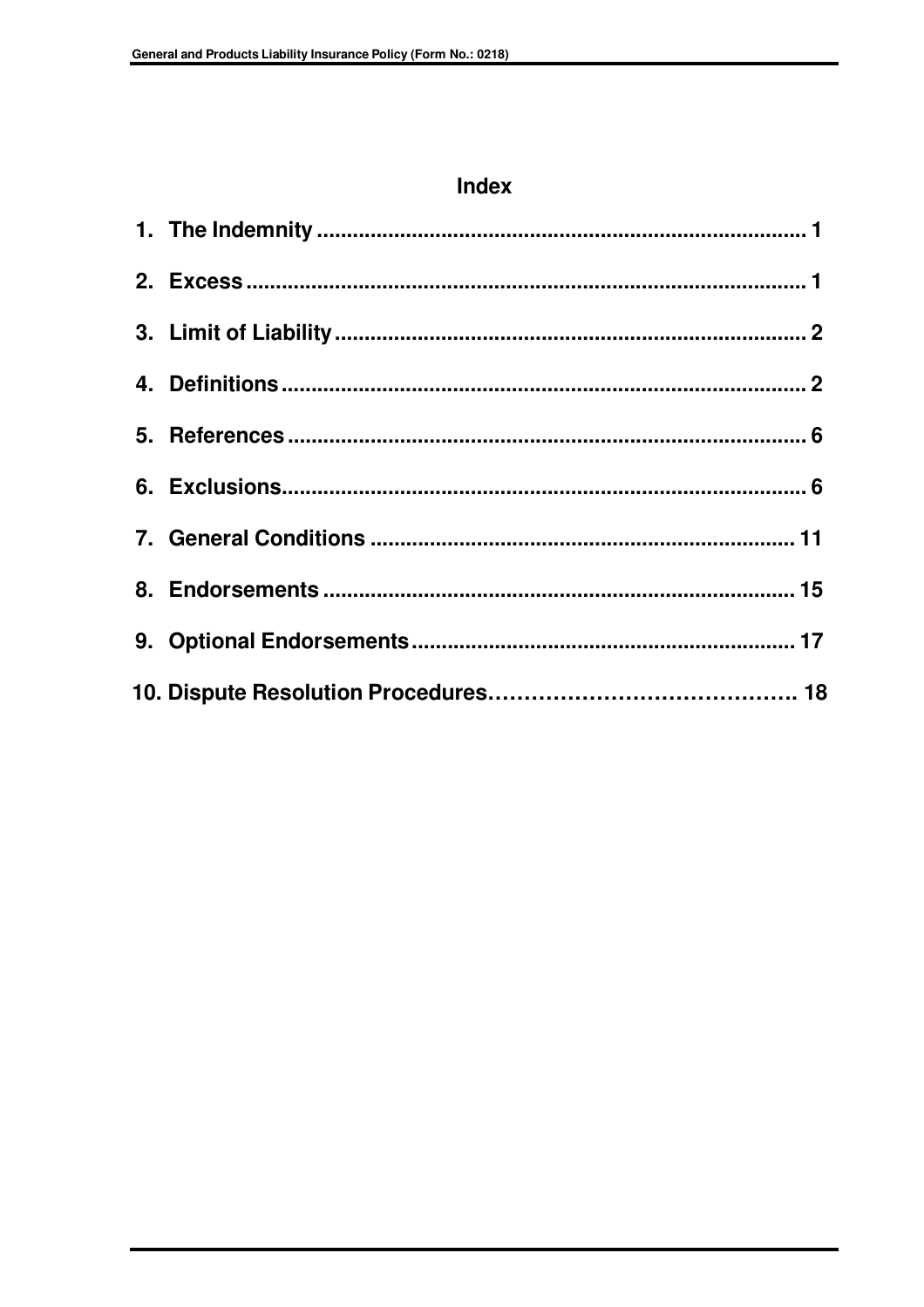# Index

1. The Indemnity ........................................................................ 1
2. Excess ...................................................................................... 1
3. Limit of Liability ...................................................................... 2
4. Definitions ............................................................................... 2
5. References ............................................................................... 6
6. Exclusions................................................................................. 6
7. General Conditions ................................................................ 11
8. Endorsements ........................................................................ 15
9. Optional Endorsements ......................................................... 17
10. Dispute Resolution Procedures………………………………….. 18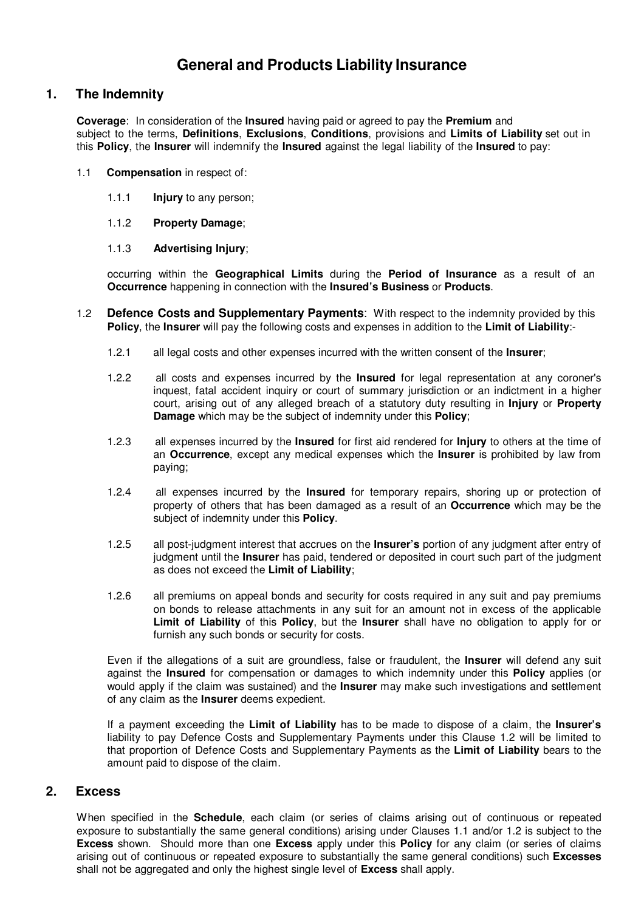# General and Products Liability Insurance

## 1. The Indemnity

**Coverage**: In consideration of the **Insured** having paid or agreed to pay the **Premium** and subject to the terms, **Definitions**, **Exclusions**, **Conditions**, provisions and **Limits of Liability** set out in this **Policy**, the **Insurer** will indemnify the **Insured** against the legal liability of the **Insured** to pay:

1.1 **Compensation** in respect of:

1.1.1 **Injury** to any person;

1.1.2 **Property Damage**;

1.1.3 **Advertising Injury**;

occurring within the **Geographical Limits** during the **Period of Insurance** as a result of an **Occurrence** happening in connection with the **Insured's Business** or **Products**.

1.2 **Defence Costs and Supplementary Payments**: With respect to the indemnity provided by this **Policy**, the **Insurer** will pay the following costs and expenses in addition to the **Limit of Liability**:-

1.2.1 all legal costs and other expenses incurred with the written consent of the **Insurer**;

1.2.2 all costs and expenses incurred by the **Insured** for legal representation at any coroner's inquest, fatal accident inquiry or court of summary jurisdiction or an indictment in a higher court, arising out of any alleged breach of a statutory duty resulting in **Injury** or **Property Damage** which may be the subject of indemnity under this **Policy**;

1.2.3 all expenses incurred by the **Insured** for first aid rendered for **Injury** to others at the time of an **Occurrence**, except any medical expenses which the **Insurer** is prohibited by law from paying;

1.2.4 all expenses incurred by the **Insured** for temporary repairs, shoring up or protection of property of others that has been damaged as a result of an **Occurrence** which may be the subject of indemnity under this **Policy**.

1.2.5 all post-judgment interest that accrues on the **Insurer's** portion of any judgment after entry of judgment until the **Insurer** has paid, tendered or deposited in court such part of the judgment as does not exceed the **Limit of Liability**;

1.2.6 all premiums on appeal bonds and security for costs required in any suit and pay premiums on bonds to release attachments in any suit for an amount not in excess of the applicable **Limit of Liability** of this **Policy**, but the **Insurer** shall have no obligation to apply for or furnish any such bonds or security for costs.

Even if the allegations of a suit are groundless, false or fraudulent, the **Insurer** will defend any suit against the **Insured** for compensation or damages to which indemnity under this **Policy** applies (or would apply if the claim was sustained) and the **Insurer** may make such investigations and settlement of any claim as the **Insurer** deems expedient.

If a payment exceeding the **Limit of Liability** has to be made to dispose of a claim, the **Insurer's** liability to pay Defence Costs and Supplementary Payments under this Clause 1.2 will be limited to that proportion of Defence Costs and Supplementary Payments as the **Limit of Liability** bears to the amount paid to dispose of the claim.

## 2. Excess

When specified in the **Schedule**, each claim (or series of claims arising out of continuous or repeated exposure to substantially the same general conditions) arising under Clauses 1.1 and/or 1.2 is subject to the **Excess** shown. Should more than one **Excess** apply under this **Policy** for any claim (or series of claims arising out of continuous or repeated exposure to substantially the same general conditions) such **Excesses** shall not be aggregated and only the highest single level of **Excess** shall apply.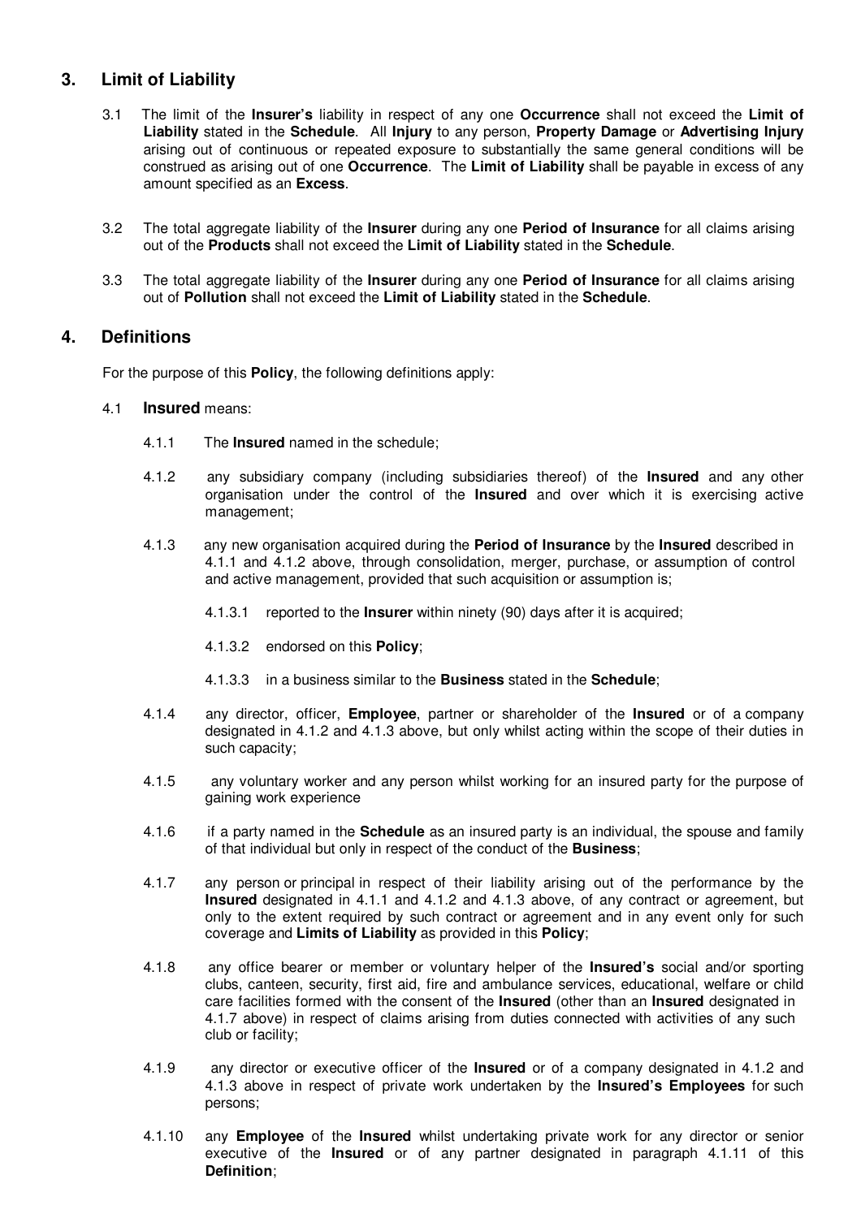## 3. Limit of Liability

3.1 The limit of the **Insurer's** liability in respect of any one **Occurrence** shall not exceed the **Limit of Liability** stated in the **Schedule**. All **Injury** to any person, **Property Damage** or **Advertising Injury** arising out of continuous or repeated exposure to substantially the same general conditions will be construed as arising out of one **Occurrence**. The **Limit of Liability** shall be payable in excess of any amount specified as an **Excess**.

3.2 The total aggregate liability of the **Insurer** during any one **Period of Insurance** for all claims arising out of the **Products** shall not exceed the **Limit of Liability** stated in the **Schedule**.

3.3 The total aggregate liability of the **Insurer** during any one **Period of Insurance** for all claims arising out of **Pollution** shall not exceed the **Limit of Liability** stated in the **Schedule**.

## 4. Definitions

For the purpose of this **Policy**, the following definitions apply:

4.1 **Insured** means:

4.1.1 The **Insured** named in the schedule;

4.1.2 any subsidiary company (including subsidiaries thereof) of the **Insured** and any other organisation under the control of the **Insured** and over which it is exercising active management;

4.1.3 any new organisation acquired during the **Period of Insurance** by the **Insured** described in 4.1.1 and 4.1.2 above, through consolidation, merger, purchase, or assumption of control and active management, provided that such acquisition or assumption is;

4.1.3.1 reported to the **Insurer** within ninety (90) days after it is acquired;

4.1.3.2 endorsed on this **Policy**;

4.1.3.3 in a business similar to the **Business** stated in the **Schedule**;

4.1.4 any director, officer, **Employee**, partner or shareholder of the **Insured** or of a company designated in 4.1.2 and 4.1.3 above, but only whilst acting within the scope of their duties in such capacity;

4.1.5 any voluntary worker and any person whilst working for an insured party for the purpose of gaining work experience

4.1.6 if a party named in the **Schedule** as an insured party is an individual, the spouse and family of that individual but only in respect of the conduct of the **Business**;

4.1.7 any person or principal in respect of their liability arising out of the performance by the **Insured** designated in 4.1.1 and 4.1.2 and 4.1.3 above, of any contract or agreement, but only to the extent required by such contract or agreement and in any event only for such coverage and **Limits of Liability** as provided in this **Policy**;

4.1.8 any office bearer or member or voluntary helper of the **Insured's** social and/or sporting clubs, canteen, security, first aid, fire and ambulance services, educational, welfare or child care facilities formed with the consent of the **Insured** (other than an **Insured** designated in 4.1.7 above) in respect of claims arising from duties connected with activities of any such club or facility;

4.1.9 any director or executive officer of the **Insured** or of a company designated in 4.1.2 and 4.1.3 above in respect of private work undertaken by the **Insured's Employees** for such persons;

4.1.10 any **Employee** of the **Insured** whilst undertaking private work for any director or senior executive of the **Insured** or of any partner designated in paragraph 4.1.11 of this **Definition**;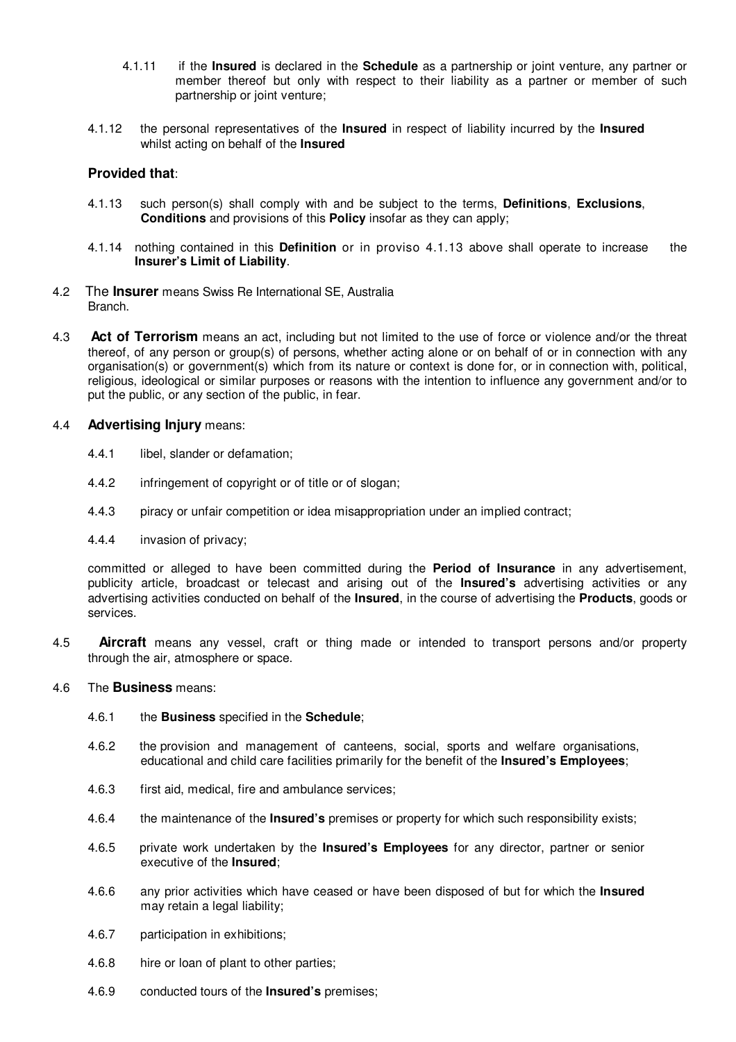4.1.11 if the **Insured** is declared in the **Schedule** as a partnership or joint venture, any partner or member thereof but only with respect to their liability as a partner or member of such partnership or joint venture;

4.1.12 the personal representatives of the **Insured** in respect of liability incurred by the **Insured** whilst acting on behalf of the **Insured**

**Provided that**:

4.1.13 such person(s) shall comply with and be subject to the terms, **Definitions**, **Exclusions**, **Conditions** and provisions of this **Policy** insofar as they can apply;

4.1.14 nothing contained in this **Definition** or in proviso 4.1.13 above shall operate to increase the **Insurer's Limit of Liability**.

4.2 The **Insurer** means Swiss Re International SE, Australia Branch.

4.3 **Act of Terrorism** means an act, including but not limited to the use of force or violence and/or the threat thereof, of any person or group(s) of persons, whether acting alone or on behalf of or in connection with any organisation(s) or government(s) which from its nature or context is done for, or in connection with, political, religious, ideological or similar purposes or reasons with the intention to influence any government and/or to put the public, or any section of the public, in fear.

4.4 **Advertising Injury** means:

4.4.1 libel, slander or defamation;

4.4.2 infringement of copyright or of title or of slogan;

4.4.3 piracy or unfair competition or idea misappropriation under an implied contract;

4.4.4 invasion of privacy;

committed or alleged to have been committed during the **Period of Insurance** in any advertisement, publicity article, broadcast or telecast and arising out of the **Insured's** advertising activities or any advertising activities conducted on behalf of the **Insured**, in the course of advertising the **Products**, goods or services.

4.5 **Aircraft** means any vessel, craft or thing made or intended to transport persons and/or property through the air, atmosphere or space.

4.6 The **Business** means:

4.6.1 the **Business** specified in the **Schedule**;

4.6.2 the provision and management of canteens, social, sports and welfare organisations, educational and child care facilities primarily for the benefit of the **Insured's Employees**;

4.6.3 first aid, medical, fire and ambulance services;

4.6.4 the maintenance of the **Insured's** premises or property for which such responsibility exists;

4.6.5 private work undertaken by the **Insured's Employees** for any director, partner or senior executive of the **Insured**;

4.6.6 any prior activities which have ceased or have been disposed of but for which the **Insured** may retain a legal liability;

4.6.7 participation in exhibitions;

4.6.8 hire or loan of plant to other parties;

4.6.9 conducted tours of the **Insured's** premises;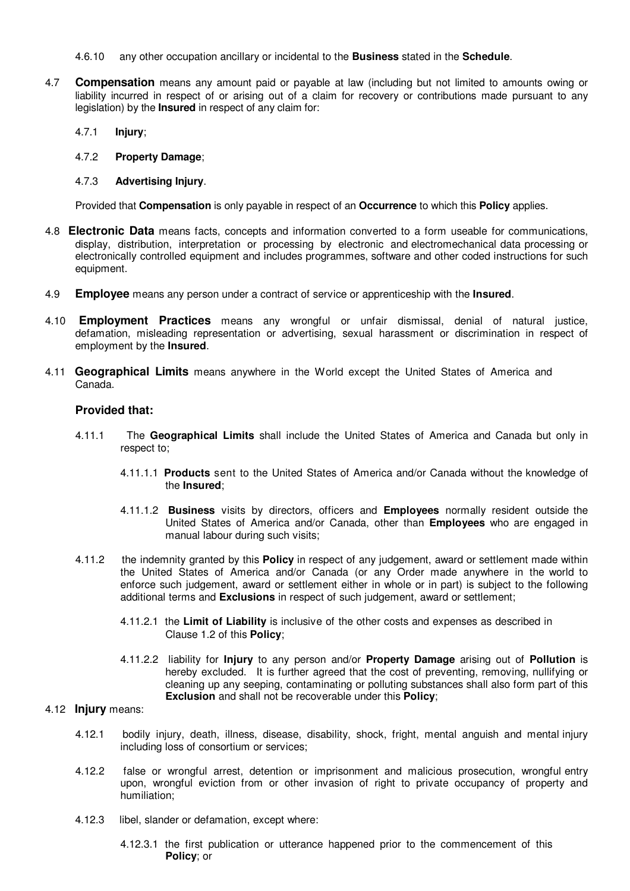4.6.10 any other occupation ancillary or incidental to the **Business** stated in the **Schedule**.

4.7 **Compensation** means any amount paid or payable at law (including but not limited to amounts owing or liability incurred in respect of or arising out of a claim for recovery or contributions made pursuant to any legislation) by the **Insured** in respect of any claim for:

4.7.1 **Injury**;

4.7.2 **Property Damage**;

4.7.3 **Advertising Injury**.

Provided that **Compensation** is only payable in respect of an **Occurrence** to which this **Policy** applies.

4.8 **Electronic Data** means facts, concepts and information converted to a form useable for communications, display, distribution, interpretation or processing by electronic and electromechanical data processing or electronically controlled equipment and includes programmes, software and other coded instructions for such equipment.

4.9 **Employee** means any person under a contract of service or apprenticeship with the **Insured**.

4.10 **Employment Practices** means any wrongful or unfair dismissal, denial of natural justice, defamation, misleading representation or advertising, sexual harassment or discrimination in respect of employment by the **Insured**.

4.11 **Geographical Limits** means anywhere in the World except the United States of America and Canada.

**Provided that:**

4.11.1 The **Geographical Limits** shall include the United States of America and Canada but only in respect to;

4.11.1.1 **Products** sent to the United States of America and/or Canada without the knowledge of the **Insured**;

4.11.1.2 **Business** visits by directors, officers and **Employees** normally resident outside the United States of America and/or Canada, other than **Employees** who are engaged in manual labour during such visits;

4.11.2 the indemnity granted by this **Policy** in respect of any judgement, award or settlement made within the United States of America and/or Canada (or any Order made anywhere in the world to enforce such judgement, award or settlement either in whole or in part) is subject to the following additional terms and **Exclusions** in respect of such judgement, award or settlement;

4.11.2.1 the **Limit of Liability** is inclusive of the other costs and expenses as described in Clause 1.2 of this **Policy**;

4.11.2.2 liability for **Injury** to any person and/or **Property Damage** arising out of **Pollution** is hereby excluded. It is further agreed that the cost of preventing, removing, nullifying or cleaning up any seeping, contaminating or polluting substances shall also form part of this **Exclusion** and shall not be recoverable under this **Policy**;

4.12 **Injury** means:

4.12.1 bodily injury, death, illness, disease, disability, shock, fright, mental anguish and mental injury including loss of consortium or services;

4.12.2 false or wrongful arrest, detention or imprisonment and malicious prosecution, wrongful entry upon, wrongful eviction from or other invasion of right to private occupancy of property and humiliation;

4.12.3 libel, slander or defamation, except where:

4.12.3.1 the first publication or utterance happened prior to the commencement of this **Policy**; or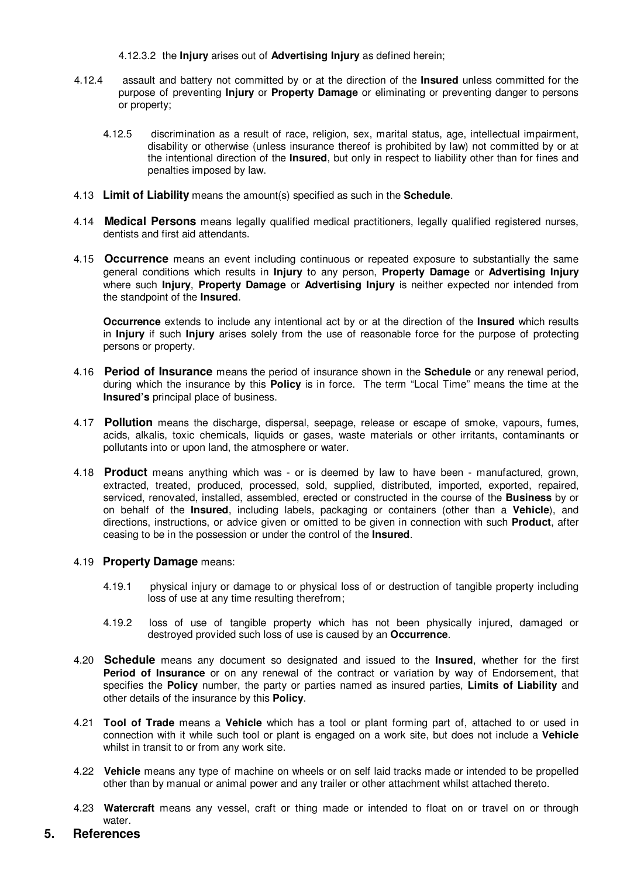4.12.3.2 the **Injury** arises out of **Advertising Injury** as defined herein;

4.12.4 assault and battery not committed by or at the direction of the **Insured** unless committed for the purpose of preventing **Injury** or **Property Damage** or eliminating or preventing danger to persons or property;

4.12.5 discrimination as a result of race, religion, sex, marital status, age, intellectual impairment, disability or otherwise (unless insurance thereof is prohibited by law) not committed by or at the intentional direction of the **Insured**, but only in respect to liability other than for fines and penalties imposed by law.

4.13 **Limit of Liability** means the amount(s) specified as such in the **Schedule**.

4.14 **Medical Persons** means legally qualified medical practitioners, legally qualified registered nurses, dentists and first aid attendants.

4.15 **Occurrence** means an event including continuous or repeated exposure to substantially the same general conditions which results in **Injury** to any person, **Property Damage** or **Advertising Injury** where such **Injury**, **Property Damage** or **Advertising Injury** is neither expected nor intended from the standpoint of the **Insured**.

**Occurrence** extends to include any intentional act by or at the direction of the **Insured** which results in **Injury** if such **Injury** arises solely from the use of reasonable force for the purpose of protecting persons or property.

4.16 **Period of Insurance** means the period of insurance shown in the **Schedule** or any renewal period, during which the insurance by this **Policy** is in force. The term "Local Time" means the time at the **Insured's** principal place of business.

4.17 **Pollution** means the discharge, dispersal, seepage, release or escape of smoke, vapours, fumes, acids, alkalis, toxic chemicals, liquids or gases, waste materials or other irritants, contaminants or pollutants into or upon land, the atmosphere or water.

4.18 **Product** means anything which was - or is deemed by law to have been - manufactured, grown, extracted, treated, produced, processed, sold, supplied, distributed, imported, exported, repaired, serviced, renovated, installed, assembled, erected or constructed in the course of the **Business** by or on behalf of the **Insured**, including labels, packaging or containers (other than a **Vehicle**), and directions, instructions, or advice given or omitted to be given in connection with such **Product**, after ceasing to be in the possession or under the control of the **Insured**.

4.19 **Property Damage** means:

4.19.1 physical injury or damage to or physical loss of or destruction of tangible property including loss of use at any time resulting therefrom;

4.19.2 loss of use of tangible property which has not been physically injured, damaged or destroyed provided such loss of use is caused by an **Occurrence**.

4.20 **Schedule** means any document so designated and issued to the **Insured**, whether for the first **Period of Insurance** or on any renewal of the contract or variation by way of Endorsement, that specifies the **Policy** number, the party or parties named as insured parties, **Limits of Liability** and other details of the insurance by this **Policy**.

4.21 **Tool of Trade** means a **Vehicle** which has a tool or plant forming part of, attached to or used in connection with it while such tool or plant is engaged on a work site, but does not include a **Vehicle** whilst in transit to or from any work site.

4.22 **Vehicle** means any type of machine on wheels or on self laid tracks made or intended to be propelled other than by manual or animal power and any trailer or other attachment whilst attached thereto.

4.23 **Watercraft** means any vessel, craft or thing made or intended to float on or travel on or through water.

## 5. References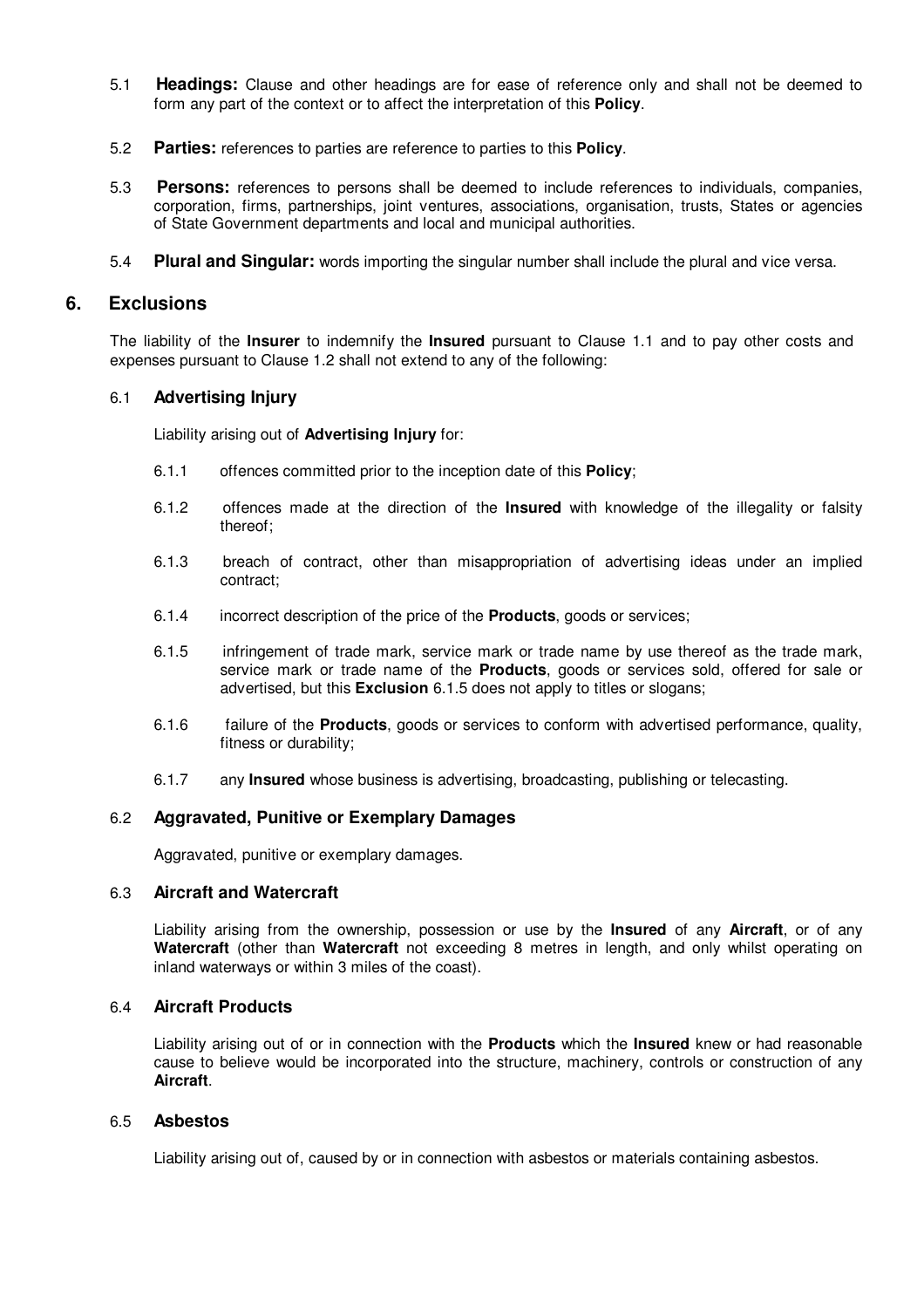5.1 **Headings:** Clause and other headings are for ease of reference only and shall not be deemed to form any part of the context or to affect the interpretation of this **Policy**.

5.2 **Parties:** references to parties are reference to parties to this **Policy**.

5.3 **Persons:** references to persons shall be deemed to include references to individuals, companies, corporation, firms, partnerships, joint ventures, associations, organisation, trusts, States or agencies of State Government departments and local and municipal authorities.

5.4 **Plural and Singular:** words importing the singular number shall include the plural and vice versa.

## 6. Exclusions

The liability of the **Insurer** to indemnify the **Insured** pursuant to Clause 1.1 and to pay other costs and expenses pursuant to Clause 1.2 shall not extend to any of the following:

### 6.1 Advertising Injury

Liability arising out of **Advertising Injury** for:

6.1.1 offences committed prior to the inception date of this **Policy**;

6.1.2 offences made at the direction of the **Insured** with knowledge of the illegality or falsity thereof;

6.1.3 breach of contract, other than misappropriation of advertising ideas under an implied contract;

6.1.4 incorrect description of the price of the **Products**, goods or services;

6.1.5 infringement of trade mark, service mark or trade name by use thereof as the trade mark, service mark or trade name of the **Products**, goods or services sold, offered for sale or advertised, but this **Exclusion** 6.1.5 does not apply to titles or slogans;

6.1.6 failure of the **Products**, goods or services to conform with advertised performance, quality, fitness or durability;

6.1.7 any **Insured** whose business is advertising, broadcasting, publishing or telecasting.

### 6.2 Aggravated, Punitive or Exemplary Damages

Aggravated, punitive or exemplary damages.

### 6.3 Aircraft and Watercraft

Liability arising from the ownership, possession or use by the **Insured** of any **Aircraft**, or of any **Watercraft** (other than **Watercraft** not exceeding 8 metres in length, and only whilst operating on inland waterways or within 3 miles of the coast).

### 6.4 Aircraft Products

Liability arising out of or in connection with the **Products** which the **Insured** knew or had reasonable cause to believe would be incorporated into the structure, machinery, controls or construction of any **Aircraft**.

### 6.5 Asbestos

Liability arising out of, caused by or in connection with asbestos or materials containing asbestos.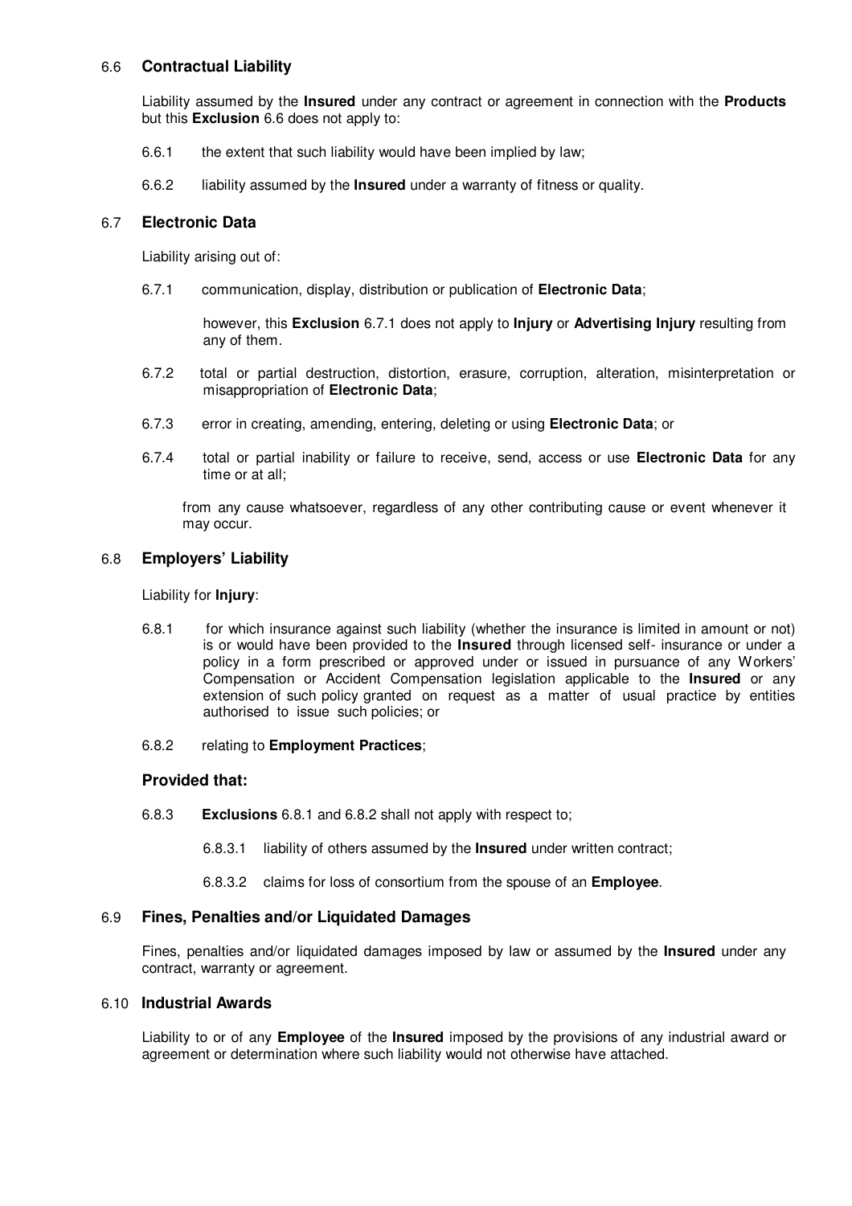### 6.6 **Contractual Liability**

Liability assumed by the **Insured** under any contract or agreement in connection with the **Products** but this **Exclusion** 6.6 does not apply to:

6.6.1 the extent that such liability would have been implied by law;

6.6.2 liability assumed by the **Insured** under a warranty of fitness or quality.

### 6.7 **Electronic Data**

Liability arising out of:

6.7.1 communication, display, distribution or publication of **Electronic Data**;

however, this **Exclusion** 6.7.1 does not apply to **Injury** or **Advertising Injury** resulting from any of them.

6.7.2 total or partial destruction, distortion, erasure, corruption, alteration, misinterpretation or misappropriation of **Electronic Data**;

6.7.3 error in creating, amending, entering, deleting or using **Electronic Data**; or

6.7.4 total or partial inability or failure to receive, send, access or use **Electronic Data** for any time or at all;

from any cause whatsoever, regardless of any other contributing cause or event whenever it may occur.

### 6.8 **Employers' Liability**

Liability for **Injury**:

6.8.1 for which insurance against such liability (whether the insurance is limited in amount or not) is or would have been provided to the **Insured** through licensed self- insurance or under a policy in a form prescribed or approved under or issued in pursuance of any Workers' Compensation or Accident Compensation legislation applicable to the **Insured** or any extension of such policy granted on request as a matter of usual practice by entities authorised to issue such policies; or

6.8.2 relating to **Employment Practices**;

**Provided that:**

6.8.3 **Exclusions** 6.8.1 and 6.8.2 shall not apply with respect to;

6.8.3.1 liability of others assumed by the **Insured** under written contract;

6.8.3.2 claims for loss of consortium from the spouse of an **Employee**.

### 6.9 **Fines, Penalties and/or Liquidated Damages**

Fines, penalties and/or liquidated damages imposed by law or assumed by the **Insured** under any contract, warranty or agreement.

### 6.10 **Industrial Awards**

Liability to or of any **Employee** of the **Insured** imposed by the provisions of any industrial award or agreement or determination where such liability would not otherwise have attached.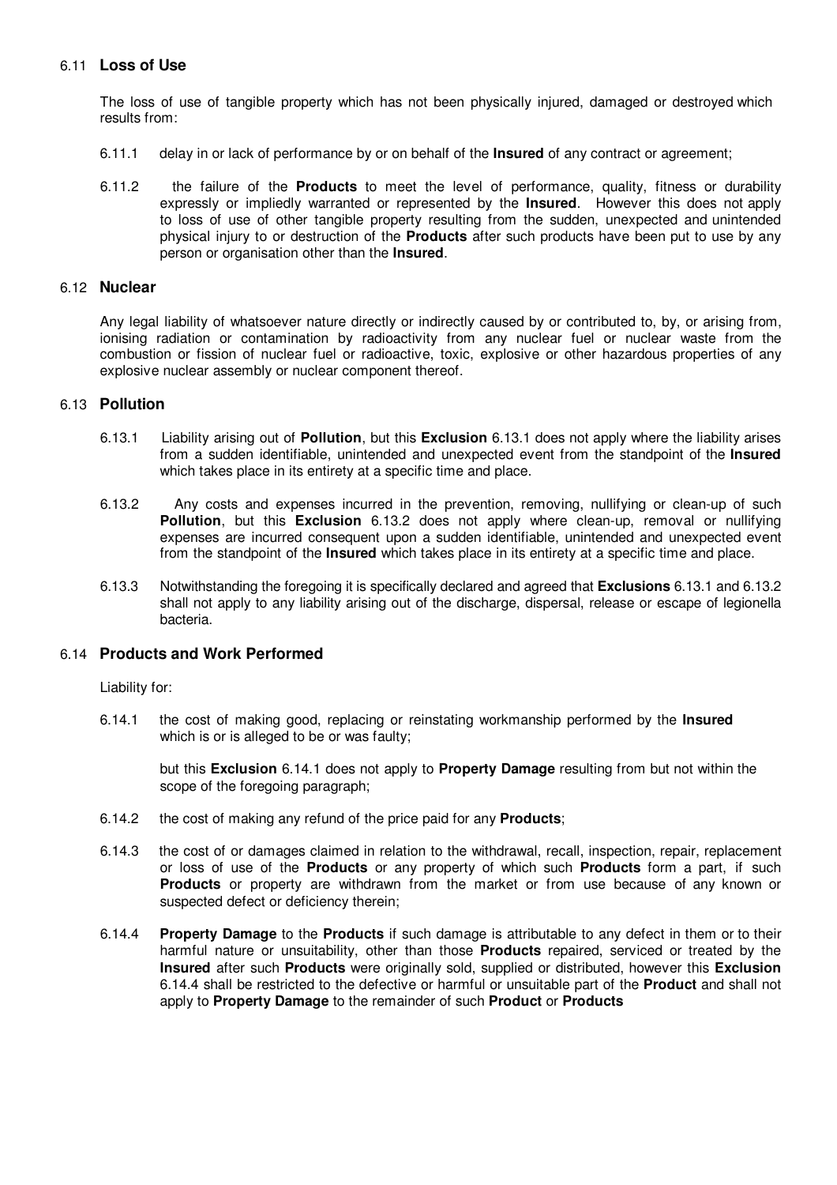### 6.11 **Loss of Use**

The loss of use of tangible property which has not been physically injured, damaged or destroyed which results from:

6.11.1 delay in or lack of performance by or on behalf of the **Insured** of any contract or agreement;

6.11.2 the failure of the **Products** to meet the level of performance, quality, fitness or durability expressly or impliedly warranted or represented by the **Insured**. However this does not apply to loss of use of other tangible property resulting from the sudden, unexpected and unintended physical injury to or destruction of the **Products** after such products have been put to use by any person or organisation other than the **Insured**.

### 6.12 **Nuclear**

Any legal liability of whatsoever nature directly or indirectly caused by or contributed to, by, or arising from, ionising radiation or contamination by radioactivity from any nuclear fuel or nuclear waste from the combustion or fission of nuclear fuel or radioactive, toxic, explosive or other hazardous properties of any explosive nuclear assembly or nuclear component thereof.

### 6.13 **Pollution**

6.13.1 Liability arising out of **Pollution**, but this **Exclusion** 6.13.1 does not apply where the liability arises from a sudden identifiable, unintended and unexpected event from the standpoint of the **Insured** which takes place in its entirety at a specific time and place.

6.13.2 Any costs and expenses incurred in the prevention, removing, nullifying or clean-up of such **Pollution**, but this **Exclusion** 6.13.2 does not apply where clean-up, removal or nullifying expenses are incurred consequent upon a sudden identifiable, unintended and unexpected event from the standpoint of the **Insured** which takes place in its entirety at a specific time and place.

6.13.3 Notwithstanding the foregoing it is specifically declared and agreed that **Exclusions** 6.13.1 and 6.13.2 shall not apply to any liability arising out of the discharge, dispersal, release or escape of legionella bacteria.

### 6.14 **Products and Work Performed**

Liability for:

6.14.1 the cost of making good, replacing or reinstating workmanship performed by the **Insured** which is or is alleged to be or was faulty;

but this **Exclusion** 6.14.1 does not apply to **Property Damage** resulting from but not within the scope of the foregoing paragraph;

6.14.2 the cost of making any refund of the price paid for any **Products**;

6.14.3 the cost of or damages claimed in relation to the withdrawal, recall, inspection, repair, replacement or loss of use of the **Products** or any property of which such **Products** form a part, if such **Products** or property are withdrawn from the market or from use because of any known or suspected defect or deficiency therein;

6.14.4 **Property Damage** to the **Products** if such damage is attributable to any defect in them or to their harmful nature or unsuitability, other than those **Products** repaired, serviced or treated by the **Insured** after such **Products** were originally sold, supplied or distributed, however this **Exclusion** 6.14.4 shall be restricted to the defective or harmful or unsuitable part of the **Product** and shall not apply to **Property Damage** to the remainder of such **Product** or **Products**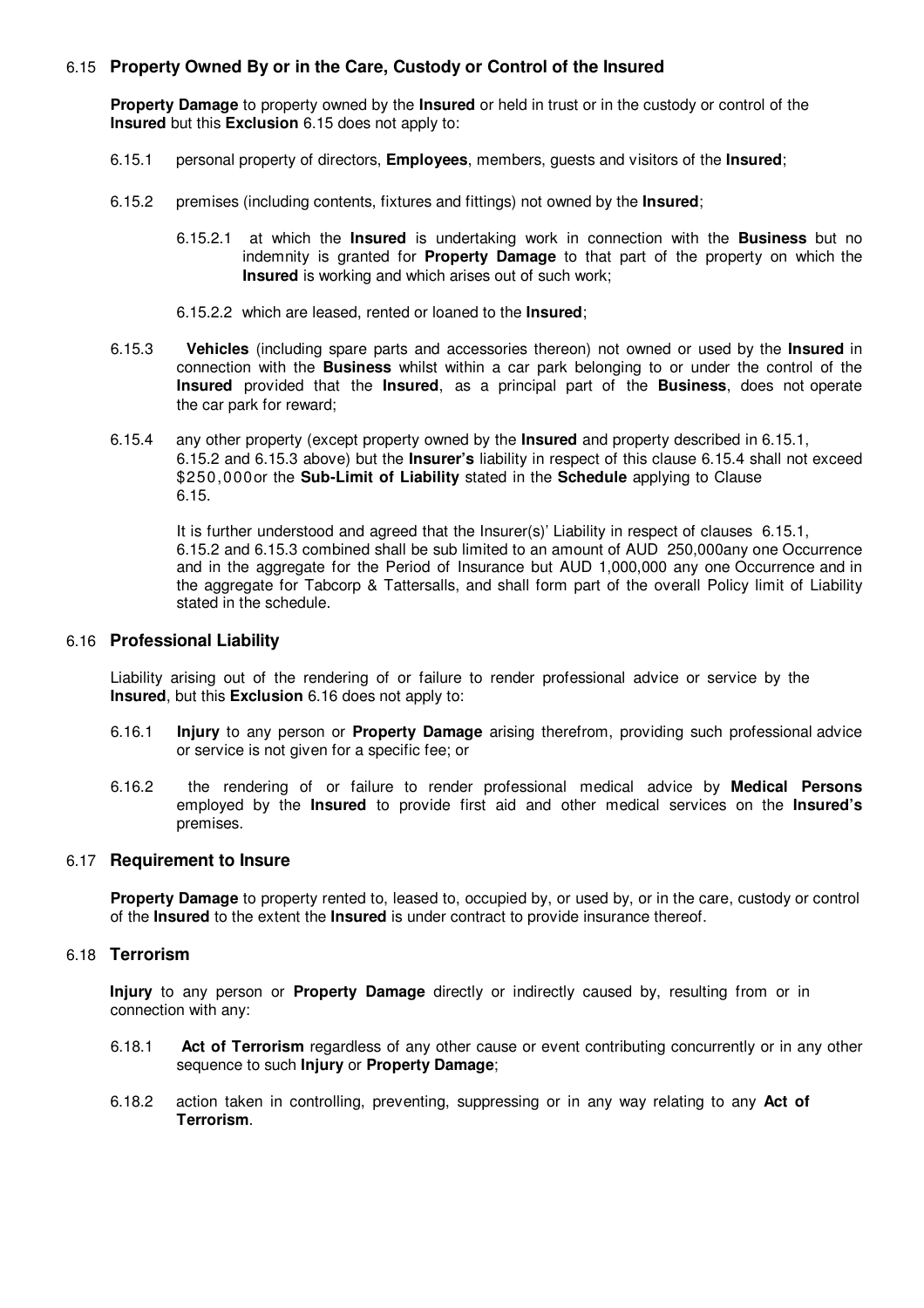### 6.15 Property Owned By or in the Care, Custody or Control of the Insured

**Property Damage** to property owned by the **Insured** or held in trust or in the custody or control of the **Insured** but this **Exclusion** 6.15 does not apply to:

6.15.1 personal property of directors, **Employees**, members, guests and visitors of the **Insured**;

6.15.2 premises (including contents, fixtures and fittings) not owned by the **Insured**;

6.15.2.1 at which the **Insured** is undertaking work in connection with the **Business** but no indemnity is granted for **Property Damage** to that part of the property on which the **Insured** is working and which arises out of such work;

6.15.2.2 which are leased, rented or loaned to the **Insured**;

6.15.3 **Vehicles** (including spare parts and accessories thereon) not owned or used by the **Insured** in connection with the **Business** whilst within a car park belonging to or under the control of the **Insured** provided that the **Insured**, as a principal part of the **Business**, does not operate the car park for reward;

6.15.4 any other property (except property owned by the **Insured** and property described in 6.15.1, 6.15.2 and 6.15.3 above) but the **Insurer's** liability in respect of this clause 6.15.4 shall not exceed $250,000or the **Sub-Limit of Liability** stated in the **Schedule** applying to Clause 6.15.

It is further understood and agreed that the Insurer(s)' Liability in respect of clauses 6.15.1, 6.15.2 and 6.15.3 combined shall be sub limited to an amount of AUD 250,000any one Occurrence and in the aggregate for the Period of Insurance but AUD 1,000,000 any one Occurrence and in the aggregate for Tabcorp & Tattersalls, and shall form part of the overall Policy limit of Liability stated in the schedule.

### 6.16 Professional Liability

Liability arising out of the rendering of or failure to render professional advice or service by the **Insured**, but this **Exclusion** 6.16 does not apply to:

6.16.1 **Injury** to any person or **Property Damage** arising therefrom, providing such professional advice or service is not given for a specific fee; or

6.16.2 the rendering of or failure to render professional medical advice by **Medical Persons** employed by the **Insured** to provide first aid and other medical services on the **Insured's** premises.

### 6.17 Requirement to Insure

**Property Damage** to property rented to, leased to, occupied by, or used by, or in the care, custody or control of the **Insured** to the extent the **Insured** is under contract to provide insurance thereof.

### 6.18 Terrorism

**Injury** to any person or **Property Damage** directly or indirectly caused by, resulting from or in connection with any:

6.18.1 **Act of Terrorism** regardless of any other cause or event contributing concurrently or in any other sequence to such **Injury** or **Property Damage**;

6.18.2 action taken in controlling, preventing, suppressing or in any way relating to any **Act of Terrorism**.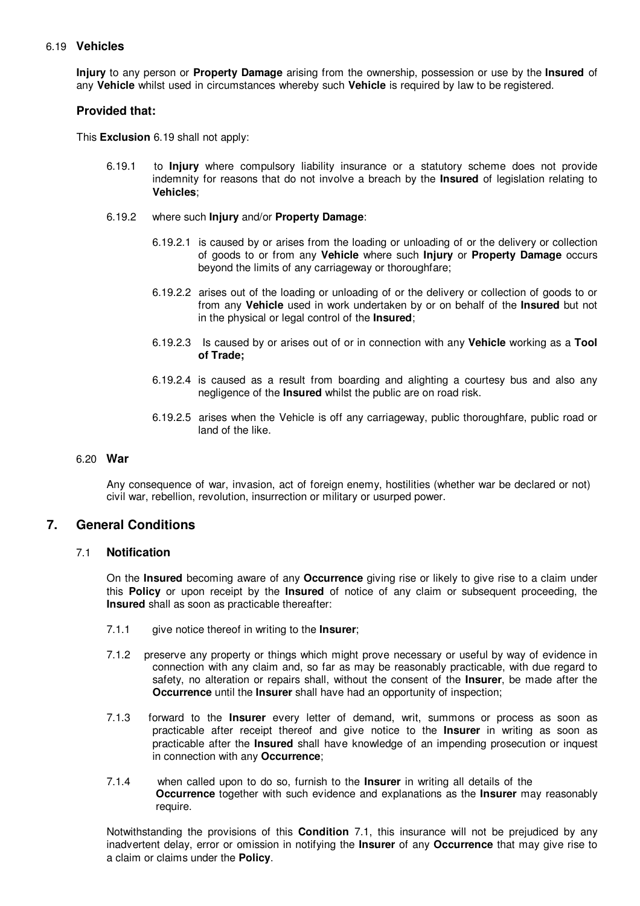### 6.19 Vehicles

**Injury** to any person or **Property Damage** arising from the ownership, possession or use by the **Insured** of any **Vehicle** whilst used in circumstances whereby such **Vehicle** is required by law to be registered.

### Provided that:

This **Exclusion** 6.19 shall not apply:

6.19.1 to **Injury** where compulsory liability insurance or a statutory scheme does not provide indemnity for reasons that do not involve a breach by the **Insured** of legislation relating to **Vehicles**;

6.19.2 where such **Injury** and/or **Property Damage**:

6.19.2.1 is caused by or arises from the loading or unloading of or the delivery or collection of goods to or from any **Vehicle** where such **Injury** or **Property Damage** occurs beyond the limits of any carriageway or thoroughfare;

6.19.2.2 arises out of the loading or unloading of or the delivery or collection of goods to or from any **Vehicle** used in work undertaken by or on behalf of the **Insured** but not in the physical or legal control of the **Insured**;

6.19.2.3 Is caused by or arises out of or in connection with any **Vehicle** working as a **Tool of Trade;**

6.19.2.4 is caused as a result from boarding and alighting a courtesy bus and also any negligence of the **Insured** whilst the public are on road risk.

6.19.2.5 arises when the Vehicle is off any carriageway, public thoroughfare, public road or land of the like.

### 6.20 War

Any consequence of war, invasion, act of foreign enemy, hostilities (whether war be declared or not) civil war, rebellion, revolution, insurrection or military or usurped power.

## 7. General Conditions

### 7.1 Notification

On the **Insured** becoming aware of any **Occurrence** giving rise or likely to give rise to a claim under this **Policy** or upon receipt by the **Insured** of notice of any claim or subsequent proceeding, the **Insured** shall as soon as practicable thereafter:

7.1.1 give notice thereof in writing to the **Insurer**;

7.1.2 preserve any property or things which might prove necessary or useful by way of evidence in connection with any claim and, so far as may be reasonably practicable, with due regard to safety, no alteration or repairs shall, without the consent of the **Insurer**, be made after the **Occurrence** until the **Insurer** shall have had an opportunity of inspection;

7.1.3 forward to the **Insurer** every letter of demand, writ, summons or process as soon as practicable after receipt thereof and give notice to the **Insurer** in writing as soon as practicable after the **Insured** shall have knowledge of an impending prosecution or inquest in connection with any **Occurrence**;

7.1.4 when called upon to do so, furnish to the **Insurer** in writing all details of the **Occurrence** together with such evidence and explanations as the **Insurer** may reasonably require.

Notwithstanding the provisions of this **Condition** 7.1, this insurance will not be prejudiced by any inadvertent delay, error or omission in notifying the **Insurer** of any **Occurrence** that may give rise to a claim or claims under the **Policy**.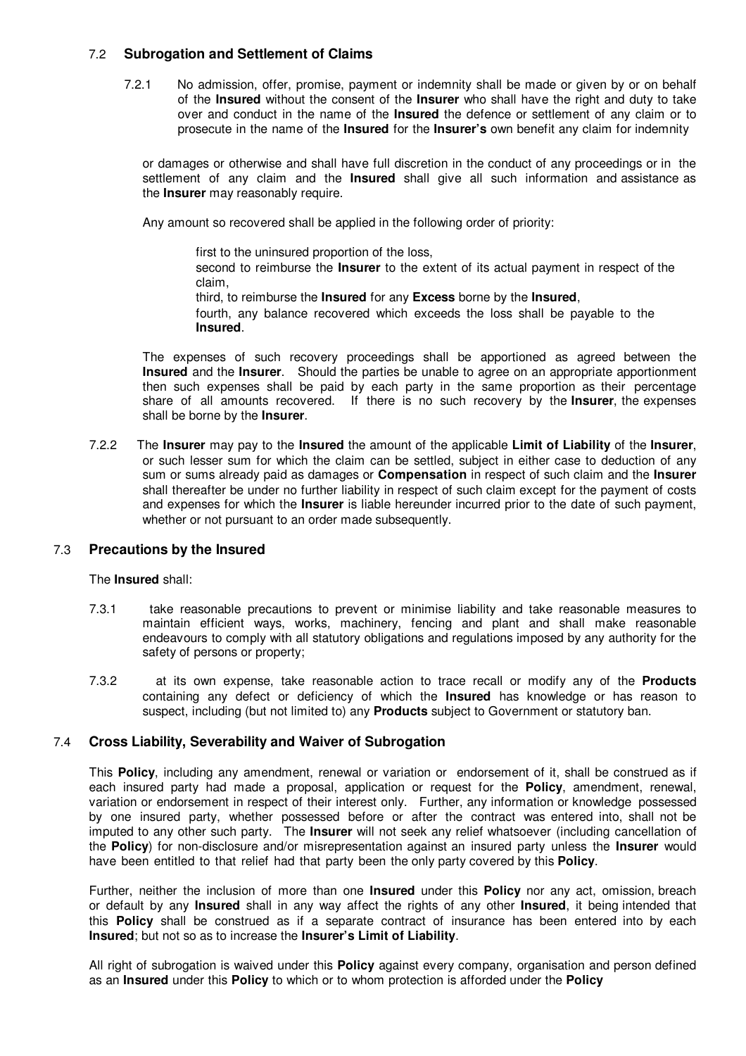## 7.2 Subrogation and Settlement of Claims

7.2.1 No admission, offer, promise, payment or indemnity shall be made or given by or on behalf of the **Insured** without the consent of the **Insurer** who shall have the right and duty to take over and conduct in the name of the **Insured** the defence or settlement of any claim or to prosecute in the name of the **Insured** for the **Insurer's** own benefit any claim for indemnity

or damages or otherwise and shall have full discretion in the conduct of any proceedings or in the settlement of any claim and the **Insured** shall give all such information and assistance as the **Insurer** may reasonably require.

Any amount so recovered shall be applied in the following order of priority:

first to the uninsured proportion of the loss,
second to reimburse the **Insurer** to the extent of its actual payment in respect of the claim,
third, to reimburse the **Insured** for any **Excess** borne by the **Insured**,
fourth, any balance recovered which exceeds the loss shall be payable to the **Insured**.

The expenses of such recovery proceedings shall be apportioned as agreed between the **Insured** and the **Insurer**. Should the parties be unable to agree on an appropriate apportionment then such expenses shall be paid by each party in the same proportion as their percentage share of all amounts recovered. If there is no such recovery by the **Insurer**, the expenses shall be borne by the **Insurer**.

7.2.2 The **Insurer** may pay to the **Insured** the amount of the applicable **Limit of Liability** of the **Insurer**, or such lesser sum for which the claim can be settled, subject in either case to deduction of any sum or sums already paid as damages or **Compensation** in respect of such claim and the **Insurer** shall thereafter be under no further liability in respect of such claim except for the payment of costs and expenses for which the **Insurer** is liable hereunder incurred prior to the date of such payment, whether or not pursuant to an order made subsequently.

## 7.3 Precautions by the Insured

The **Insured** shall:

7.3.1 take reasonable precautions to prevent or minimise liability and take reasonable measures to maintain efficient ways, works, machinery, fencing and plant and shall make reasonable endeavours to comply with all statutory obligations and regulations imposed by any authority for the safety of persons or property;

7.3.2 at its own expense, take reasonable action to trace recall or modify any of the **Products** containing any defect or deficiency of which the **Insured** has knowledge or has reason to suspect, including (but not limited to) any **Products** subject to Government or statutory ban.

## 7.4 Cross Liability, Severability and Waiver of Subrogation

This **Policy**, including any amendment, renewal or variation or endorsement of it, shall be construed as if each insured party had made a proposal, application or request for the **Policy**, amendment, renewal, variation or endorsement in respect of their interest only. Further, any information or knowledge possessed by one insured party, whether possessed before or after the contract was entered into, shall not be imputed to any other such party. The **Insurer** will not seek any relief whatsoever (including cancellation of the **Policy**) for non-disclosure and/or misrepresentation against an insured party unless the **Insurer** would have been entitled to that relief had that party been the only party covered by this **Policy**.

Further, neither the inclusion of more than one **Insured** under this **Policy** nor any act, omission, breach or default by any **Insured** shall in any way affect the rights of any other **Insured**, it being intended that this **Policy** shall be construed as if a separate contract of insurance has been entered into by each **Insured**; but not so as to increase the **Insurer's Limit of Liability**.

All right of subrogation is waived under this **Policy** against every company, organisation and person defined as an **Insured** under this **Policy** to which or to whom protection is afforded under the **Policy**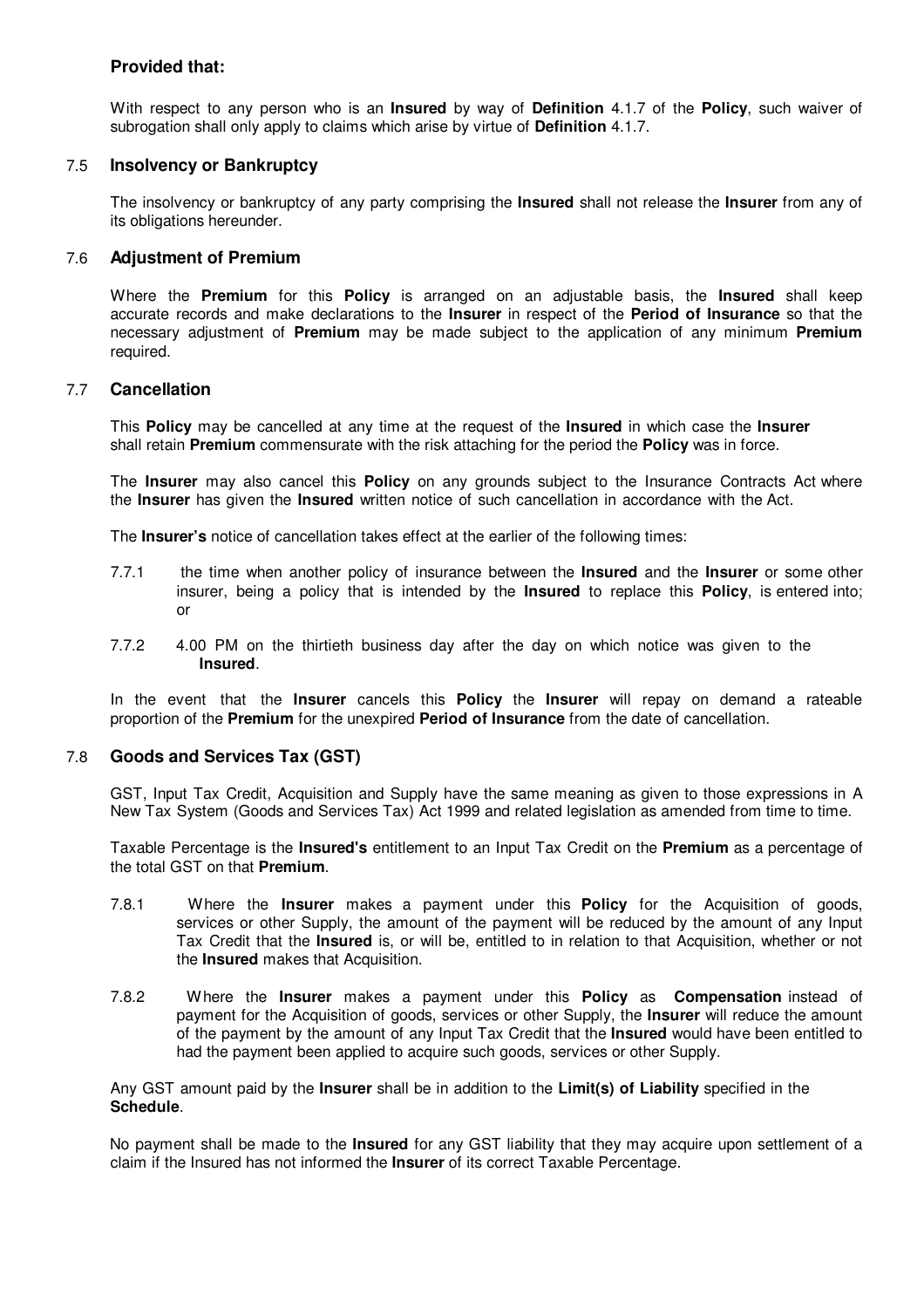**Provided that:**

With respect to any person who is an **Insured** by way of **Definition** 4.1.7 of the **Policy**, such waiver of subrogation shall only apply to claims which arise by virtue of **Definition** 4.1.7.

### 7.5 Insolvency or Bankruptcy

The insolvency or bankruptcy of any party comprising the **Insured** shall not release the **Insurer** from any of its obligations hereunder.

### 7.6 Adjustment of Premium

Where the **Premium** for this **Policy** is arranged on an adjustable basis, the **Insured** shall keep accurate records and make declarations to the **Insurer** in respect of the **Period of Insurance** so that the necessary adjustment of **Premium** may be made subject to the application of any minimum **Premium** required.

### 7.7 Cancellation

This **Policy** may be cancelled at any time at the request of the **Insured** in which case the **Insurer** shall retain **Premium** commensurate with the risk attaching for the period the **Policy** was in force.

The **Insurer** may also cancel this **Policy** on any grounds subject to the Insurance Contracts Act where the **Insurer** has given the **Insured** written notice of such cancellation in accordance with the Act.

The **Insurer's** notice of cancellation takes effect at the earlier of the following times:

7.7.1 the time when another policy of insurance between the **Insured** and the **Insurer** or some other insurer, being a policy that is intended by the **Insured** to replace this **Policy**, is entered into; or

7.7.2 4.00 PM on the thirtieth business day after the day on which notice was given to the **Insured**.

In the event that the **Insurer** cancels this **Policy** the **Insurer** will repay on demand a rateable proportion of the **Premium** for the unexpired **Period of Insurance** from the date of cancellation.

### 7.8 Goods and Services Tax (GST)

GST, Input Tax Credit, Acquisition and Supply have the same meaning as given to those expressions in A New Tax System (Goods and Services Tax) Act 1999 and related legislation as amended from time to time.

Taxable Percentage is the **Insured's** entitlement to an Input Tax Credit on the **Premium** as a percentage of the total GST on that **Premium**.

7.8.1 Where the **Insurer** makes a payment under this **Policy** for the Acquisition of goods, services or other Supply, the amount of the payment will be reduced by the amount of any Input Tax Credit that the **Insured** is, or will be, entitled to in relation to that Acquisition, whether or not the **Insured** makes that Acquisition.

7.8.2 Where the **Insurer** makes a payment under this **Policy** as **Compensation** instead of payment for the Acquisition of goods, services or other Supply, the **Insurer** will reduce the amount of the payment by the amount of any Input Tax Credit that the **Insured** would have been entitled to had the payment been applied to acquire such goods, services or other Supply.

Any GST amount paid by the **Insurer** shall be in addition to the **Limit(s) of Liability** specified in the **Schedule**.

No payment shall be made to the **Insured** for any GST liability that they may acquire upon settlement of a claim if the Insured has not informed the **Insurer** of its correct Taxable Percentage.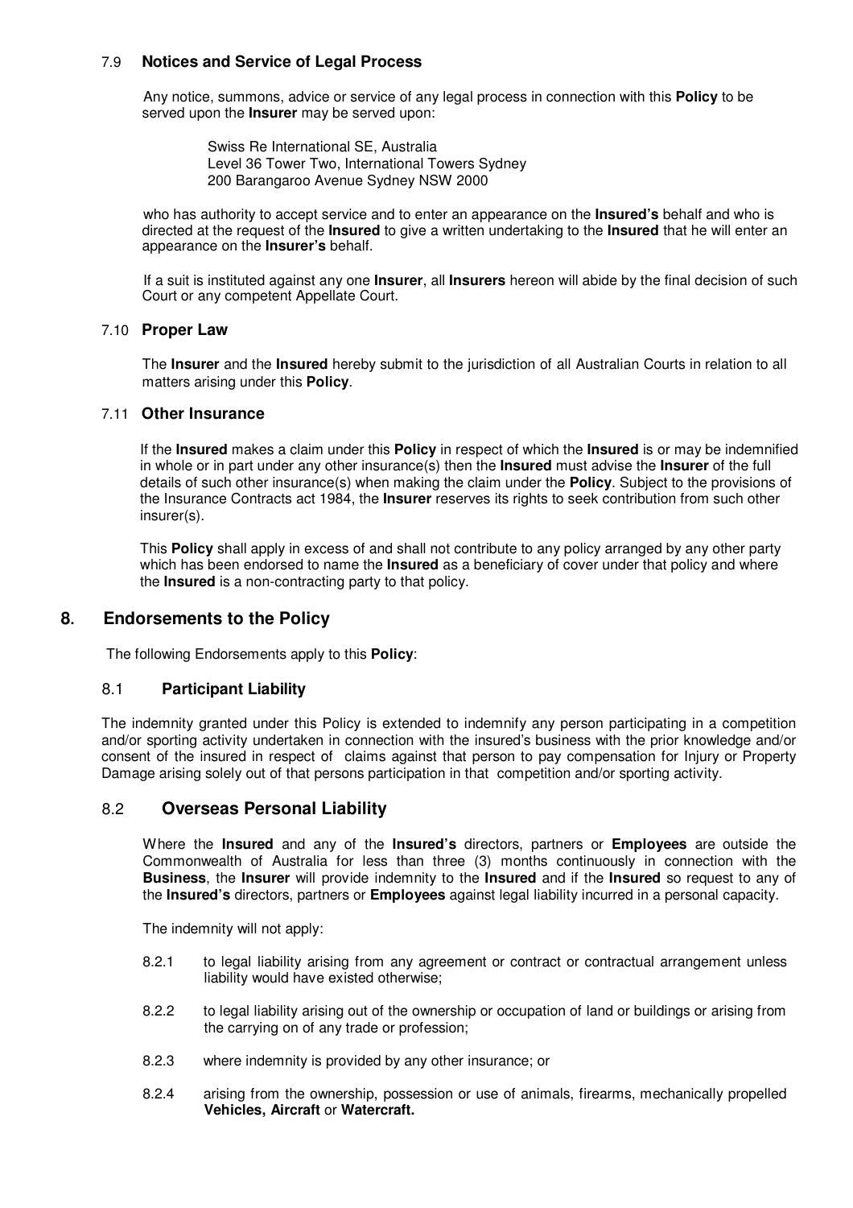### 7.9 **Notices and Service of Legal Process**

Any notice, summons, advice or service of any legal process in connection with this **Policy** to be served upon the **Insurer** may be served upon:

Swiss Re International SE, Australia
Level 36 Tower Two, International Towers Sydney
200 Barangaroo Avenue Sydney NSW 2000

who has authority to accept service and to enter an appearance on the **Insured's** behalf and who is directed at the request of the **Insured** to give a written undertaking to the **Insured** that he will enter an appearance on the **Insurer's** behalf.

If a suit is instituted against any one **Insurer**, all **Insurers** hereon will abide by the final decision of such Court or any competent Appellate Court.

### 7.10 **Proper Law**

The **Insurer** and the **Insured** hereby submit to the jurisdiction of all Australian Courts in relation to all matters arising under this **Policy**.

### 7.11 **Other Insurance**

If the **Insured** makes a claim under this **Policy** in respect of which the **Insured** is or may be indemnified in whole or in part under any other insurance(s) then the **Insured** must advise the **Insurer** of the full details of such other insurance(s) when making the claim under the **Policy**. Subject to the provisions of the Insurance Contracts act 1984, the **Insurer** reserves its rights to seek contribution from such other insurer(s).

This **Policy** shall apply in excess of and shall not contribute to any policy arranged by any other party which has been endorsed to name the **Insured** as a beneficiary of cover under that policy and where the **Insured** is a non-contracting party to that policy.

## 8. Endorsements to the Policy

The following Endorsements apply to this **Policy**:

### 8.1 **Participant Liability**

The indemnity granted under this Policy is extended to indemnify any person participating in a competition and/or sporting activity undertaken in connection with the insured's business with the prior knowledge and/or consent of the insured in respect of claims against that person to pay compensation for Injury or Property Damage arising solely out of that persons participation in that competition and/or sporting activity.

### 8.2 **Overseas Personal Liability**

Where the **Insured** and any of the **Insured's** directors, partners or **Employees** are outside the Commonwealth of Australia for less than three (3) months continuously in connection with the **Business**, the **Insurer** will provide indemnity to the **Insured** and if the **Insured** so request to any of the **Insured's** directors, partners or **Employees** against legal liability incurred in a personal capacity.

The indemnity will not apply:

8.2.1 to legal liability arising from any agreement or contract or contractual arrangement unless liability would have existed otherwise;

8.2.2 to legal liability arising out of the ownership or occupation of land or buildings or arising from the carrying on of any trade or profession;

8.2.3 where indemnity is provided by any other insurance; or

8.2.4 arising from the ownership, possession or use of animals, firearms, mechanically propelled **Vehicles, Aircraft** or **Watercraft.**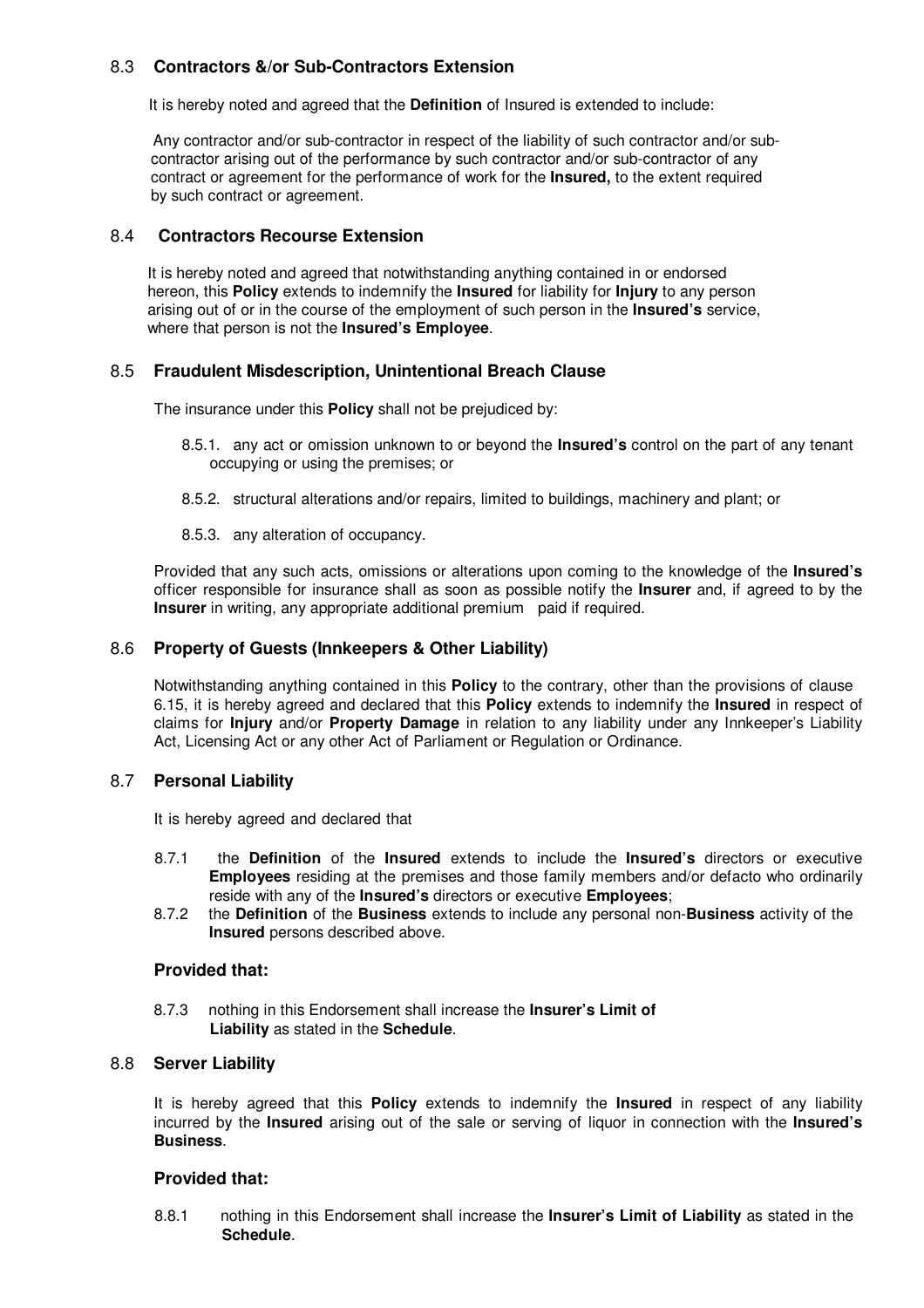### 8.3 Contractors &/or Sub-Contractors Extension

It is hereby noted and agreed that the **Definition** of Insured is extended to include:

Any contractor and/or sub-contractor in respect of the liability of such contractor and/or sub-contractor arising out of the performance by such contractor and/or sub-contractor of any contract or agreement for the performance of work for the **Insured,** to the extent required by such contract or agreement.

### 8.4 Contractors Recourse Extension

It is hereby noted and agreed that notwithstanding anything contained in or endorsed hereon, this **Policy** extends to indemnify the **Insured** for liability for **Injury** to any person arising out of or in the course of the employment of such person in the **Insured's** service, where that person is not the **Insured's Employee**.

### 8.5 Fraudulent Misdescription, Unintentional Breach Clause

The insurance under this **Policy** shall not be prejudiced by:

8.5.1. any act or omission unknown to or beyond the **Insured's** control on the part of any tenant occupying or using the premises; or

8.5.2. structural alterations and/or repairs, limited to buildings, machinery and plant; or

8.5.3. any alteration of occupancy.

Provided that any such acts, omissions or alterations upon coming to the knowledge of the **Insured's** officer responsible for insurance shall as soon as possible notify the **Insurer** and, if agreed to by the **Insurer** in writing, any appropriate additional premium paid if required.

### 8.6 Property of Guests (Innkeepers & Other Liability)

Notwithstanding anything contained in this **Policy** to the contrary, other than the provisions of clause 6.15, it is hereby agreed and declared that this **Policy** extends to indemnify the **Insured** in respect of claims for **Injury** and/or **Property Damage** in relation to any liability under any Innkeeper's Liability Act, Licensing Act or any other Act of Parliament or Regulation or Ordinance.

### 8.7 Personal Liability

It is hereby agreed and declared that

8.7.1 the **Definition** of the **Insured** extends to include the **Insured's** directors or executive **Employees** residing at the premises and those family members and/or defacto who ordinarily reside with any of the **Insured's** directors or executive **Employees**;

8.7.2 the **Definition** of the **Business** extends to include any personal non-**Business** activity of the **Insured** persons described above.

**Provided that:**

8.7.3 nothing in this Endorsement shall increase the **Insurer's Limit of Liability** as stated in the **Schedule**.

### 8.8 Server Liability

It is hereby agreed that this **Policy** extends to indemnify the **Insured** in respect of any liability incurred by the **Insured** arising out of the sale or serving of liquor in connection with the **Insured's Business**.

**Provided that:**

8.8.1 nothing in this Endorsement shall increase the **Insurer's Limit of Liability** as stated in the **Schedule**.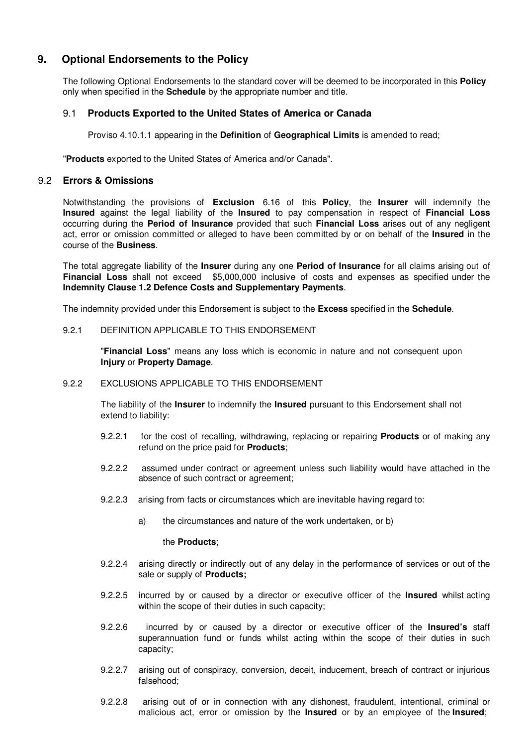## 9. Optional Endorsements to the Policy

The following Optional Endorsements to the standard cover will be deemed to be incorporated in this **Policy** only when specified in the **Schedule** by the appropriate number and title.

### 9.1 Products Exported to the United States of America or Canada

Proviso 4.10.1.1 appearing in the **Definition** of **Geographical Limits** is amended to read;

"**Products** exported to the United States of America and/or Canada".

### 9.2 Errors & Omissions

Notwithstanding the provisions of **Exclusion** 6.16 of this **Policy**, the **Insurer** will indemnify the **Insured** against the legal liability of the **Insured** to pay compensation in respect of **Financial Loss** occurring during the **Period of Insurance** provided that such **Financial Loss** arises out of any negligent act, error or omission committed or alleged to have been committed by or on behalf of the **Insured** in the course of the **Business**.

The total aggregate liability of the **Insurer** during any one **Period of Insurance** for all claims arising out of **Financial Loss** shall not exceed $5,000,000 inclusive of costs and expenses as specified under the **Indemnity Clause 1.2 Defence Costs and Supplementary Payments**.

The indemnity provided under this Endorsement is subject to the **Excess** specified in the **Schedule**.

9.2.1 DEFINITION APPLICABLE TO THIS ENDORSEMENT

"**Financial Loss**" means any loss which is economic in nature and not consequent upon **Injury** or **Property Damage**.

9.2.2 EXCLUSIONS APPLICABLE TO THIS ENDORSEMENT

The liability of the **Insurer** to indemnify the **Insured** pursuant to this Endorsement shall not extend to liability:

9.2.2.1 for the cost of recalling, withdrawing, replacing or repairing **Products** or of making any refund on the price paid for **Products**;

9.2.2.2 assumed under contract or agreement unless such liability would have attached in the absence of such contract or agreement;

9.2.2.3 arising from facts or circumstances which are inevitable having regard to:

a) the circumstances and nature of the work undertaken, or b)

the **Products**;

9.2.2.4 arising directly or indirectly out of any delay in the performance of services or out of the sale or supply of **Products;**

9.2.2.5 incurred by or caused by a director or executive officer of the **Insured** whilst acting within the scope of their duties in such capacity;

9.2.2.6 incurred by or caused by a director or executive officer of the **Insured's** staff superannuation fund or funds whilst acting within the scope of their duties in such capacity;

9.2.2.7 arising out of conspiracy, conversion, deceit, inducement, breach of contract or injurious falsehood;

9.2.2.8 arising out of or in connection with any dishonest, fraudulent, intentional, criminal or malicious act, error or omission by the **Insured** or by an employee of the **Insured**;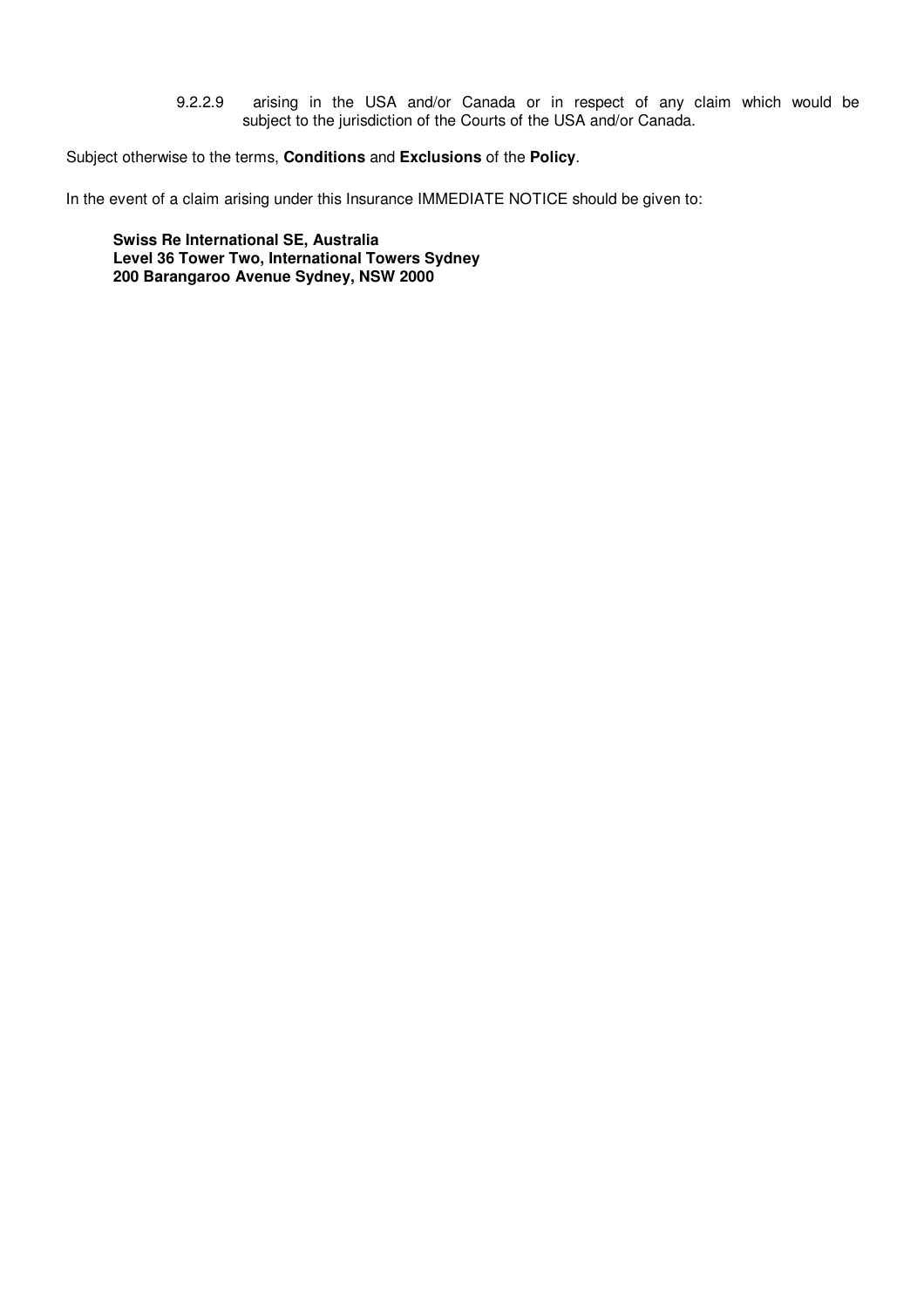9.2.2.9 arising in the USA and/or Canada or in respect of any claim which would be subject to the jurisdiction of the Courts of the USA and/or Canada.

Subject otherwise to the terms, **Conditions** and **Exclusions** of the **Policy**.

In the event of a claim arising under this Insurance IMMEDIATE NOTICE should be given to:

**Swiss Re International SE, Australia**
**Level 36 Tower Two, International Towers Sydney**
**200 Barangaroo Avenue Sydney, NSW 2000**